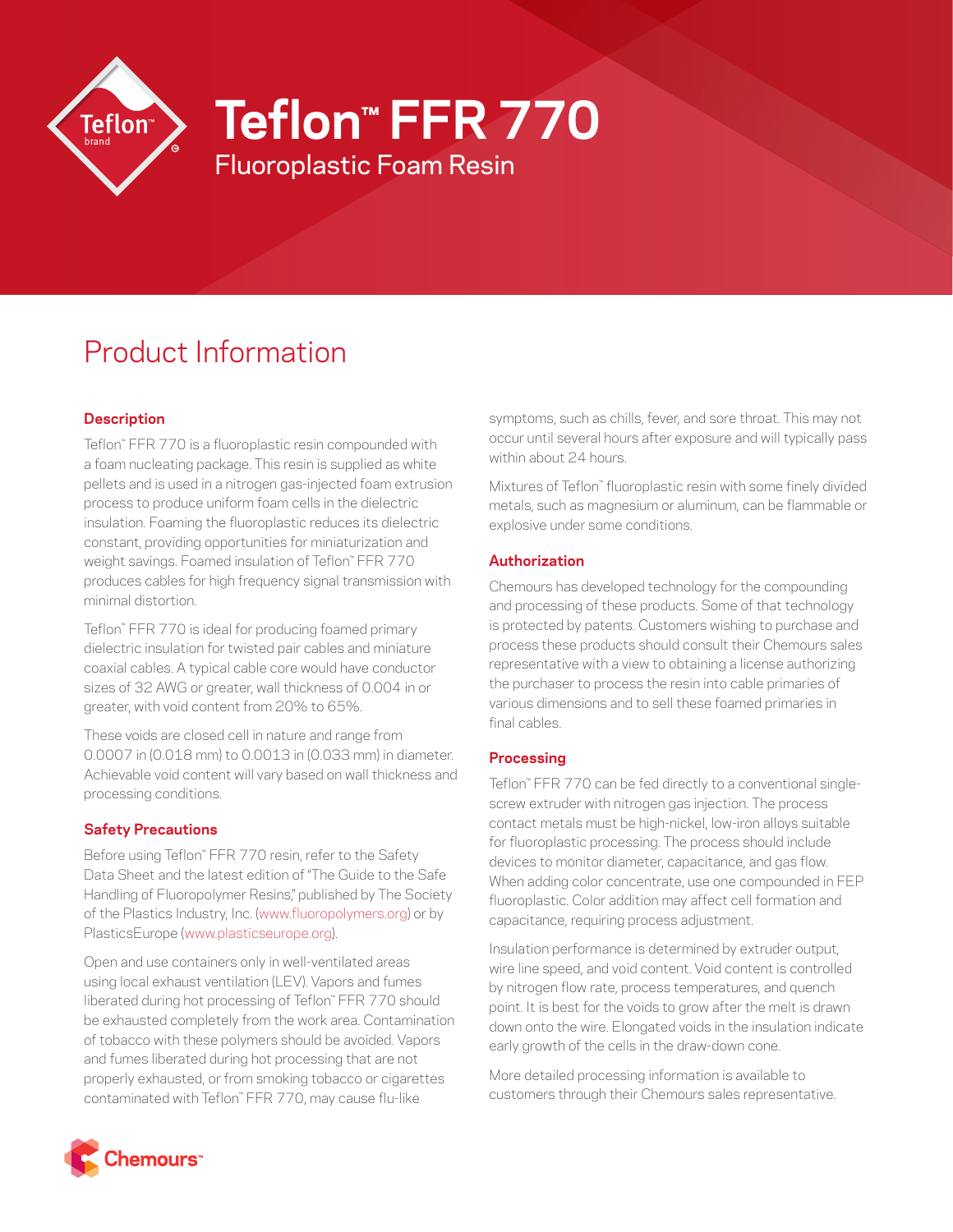# Teflon™ FFR 770

## Fluoroplastic Foam Resin

## Product Information

### Description

Teflon™ FFR 770 is a fluoroplastic resin compounded with a foam nucleating package. This resin is supplied as white pellets and is used in a nitrogen gas-injected foam extrusion process to produce uniform foam cells in the dielectric insulation. Foaming the fluoroplastic reduces its dielectric constant, providing opportunities for miniaturization and weight savings. Foamed insulation of Teflon™ FFR 770 produces cables for high frequency signal transmission with minimal distortion.

Teflon™ FFR 770 is ideal for producing foamed primary dielectric insulation for twisted pair cables and miniature coaxial cables. A typical cable core would have conductor sizes of 32 AWG or greater, wall thickness of 0.004 in or greater, with void content from 20% to 65%.

These voids are closed cell in nature and range from 0.0007 in (0.018 mm) to 0.0013 in (0.033 mm) in diameter. Achievable void content will vary based on wall thickness and processing conditions.

### Safety Precautions

Before using Teflon™ FFR 770 resin, refer to the Safety Data Sheet and the latest edition of "The Guide to the Safe Handling of Fluoropolymer Resins," published by The Society of the Plastics Industry, Inc. (www.fluoropolymers.org) or by PlasticsEurope (www.plasticseurope.org).

Open and use containers only in well-ventilated areas using local exhaust ventilation (LEV). Vapors and fumes liberated during hot processing of Teflon™ FFR 770 should be exhausted completely from the work area. Contamination of tobacco with these polymers should be avoided. Vapors and fumes liberated during hot processing that are not properly exhausted, or from smoking tobacco or cigarettes contaminated with Teflon™ FFR 770, may cause flu-like symptoms, such as chills, fever, and sore throat. This may not occur until several hours after exposure and will typically pass within about 24 hours.

Mixtures of Teflon™ fluoroplastic resin with some finely divided metals, such as magnesium or aluminum, can be flammable or explosive under some conditions.

### Authorization

Chemours has developed technology for the compounding and processing of these products. Some of that technology is protected by patents. Customers wishing to purchase and process these products should consult their Chemours sales representative with a view to obtaining a license authorizing the purchaser to process the resin into cable primaries of various dimensions and to sell these foamed primaries in final cables.

### Processing

Teflon™ FFR 770 can be fed directly to a conventional single-screw extruder with nitrogen gas injection. The process contact metals must be high-nickel, low-iron alloys suitable for fluoroplastic processing. The process should include devices to monitor diameter, capacitance, and gas flow. When adding color concentrate, use one compounded in FEP fluoroplastic. Color addition may affect cell formation and capacitance, requiring process adjustment.

Insulation performance is determined by extruder output, wire line speed, and void content. Void content is controlled by nitrogen flow rate, process temperatures, and quench point. It is best for the voids to grow after the melt is drawn down onto the wire. Elongated voids in the insulation indicate early growth of the cells in the draw-down cone.

More detailed processing information is available to customers through their Chemours sales representative.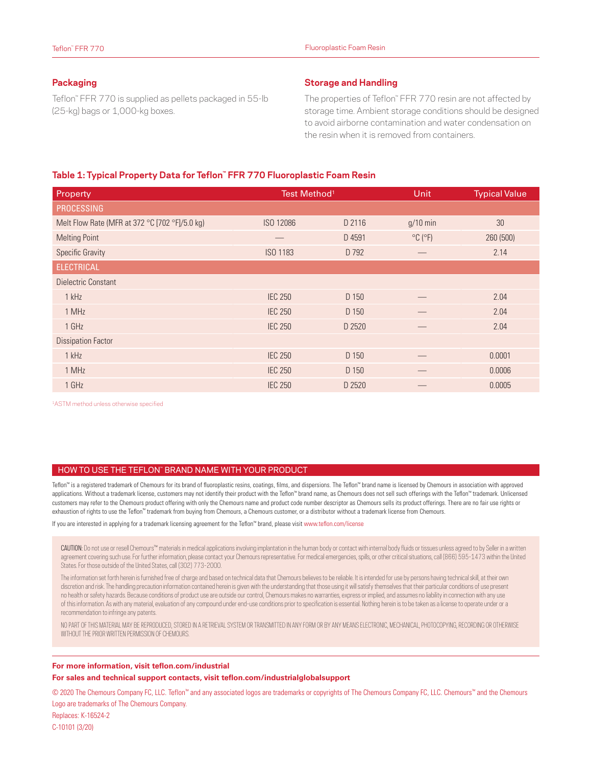## Packaging

Teflon™ FFR 770 is supplied as pellets packaged in 55-lb (25-kg) bags or 1,000-kg boxes.

## Storage and Handling

The properties of Teflon™ FFR 770 resin are not affected by storage time. Ambient storage conditions should be designed to avoid airborne contamination and water condensation on the resin when it is removed from containers.

### Table 1: Typical Property Data for Teflon™ FFR 770 Fluoroplastic Foam Resin

| Property | Test Method[1] | | Unit | Typical Value |
|---|---|---|---|---|
| PROCESSING | | | | |
| Melt Flow Rate (MFR at 372 °C [702 °F]/5.0 kg) | ISO 12086 | D 2116 | g/10 min | 30 |
| Melting Point | — | D 4591 | °C (°F) | 260 (500) |
| Specific Gravity | ISO 1183 | D 792 | — | 2.14 |
| ELECTRICAL | | | | |
| Dielectric Constant | | | | |
| 1 kHz | IEC 250 | D 150 | — | 2.04 |
| 1 MHz | IEC 250 | D 150 | — | 2.04 |
| 1 GHz | IEC 250 | D 2520 | — | 2.04 |
| Dissipation Factor | | | | |
| 1 kHz | IEC 250 | D 150 | — | 0.0001 |
| 1 MHz | IEC 250 | D 150 | — | 0.0006 |
| 1 GHz | IEC 250 | D 2520 | — | 0.0005 |

[1]ASTM method unless otherwise specified

## HOW TO USE THE TEFLON™ BRAND NAME WITH YOUR PRODUCT

Teflon™ is a registered trademark of Chemours for its brand of fluoroplastic resins, coatings, films, and dispersions. The Teflon™ brand name is licensed by Chemours in association with approved applications. Without a trademark license, customers may not identify their product with the Teflon™ brand name, as Chemours does not sell such offerings with the Teflon™ trademark. Unlicensed customers may refer to the Chemours product offering with only the Chemours name and product code number descriptor as Chemours sells its product offerings. There are no fair use rights or exhaustion of rights to use the Teflon™ trademark from buying from Chemours, a Chemours customer, or a distributor without a trademark license from Chemours.

If you are interested in applying for a trademark licensing agreement for the Teflon™ brand, please visit www.teflon.com/license

CAUTION: Do not use or resell Chemours™ materials in medical applications involving implantation in the human body or contact with internal body fluids or tissues unless agreed to by Seller in a written agreement covering such use. For further information, please contact your Chemours representative. For medical emergencies, spills, or other critical situations, call (866) 595-1473 within the United States. For those outside of the United States, call (302) 773-2000.

The information set forth herein is furnished free of charge and based on technical data that Chemours believes to be reliable. It is intended for use by persons having technical skill, at their own discretion and risk. The handling precaution information contained herein is given with the understanding that those using it will satisfy themselves that their particular conditions of use present no health or safety hazards. Because conditions of product use are outside our control, Chemours makes no warranties, express or implied, and assumes no liability in connection with any use of this information. As with any material, evaluation of any compound under end-use conditions prior to specification is essential. Nothing herein is to be taken as a license to operate under or a recommendation to infringe any patents.

NO PART OF THIS MATERIAL MAY BE REPRODUCED, STORED IN A RETRIEVAL SYSTEM OR TRANSMITTED IN ANY FORM OR BY ANY MEANS ELECTRONIC, MECHANICAL, PHOTOCOPYING, RECORDING OR OTHERWISE WITHOUT THE PRIOR WRITTEN PERMISSION OF CHEMOURS.

**For more information, visit teflon.com/industrial**

**For sales and technical support contacts, visit teflon.com/industrialglobalsupport**

© 2020 The Chemours Company FC, LLC. Teflon™ and any associated logos are trademarks or copyrights of The Chemours Company FC, LLC. Chemours™ and the Chemours Logo are trademarks of The Chemours Company.

Replaces: K-16524-2

C-10101 (3/20)